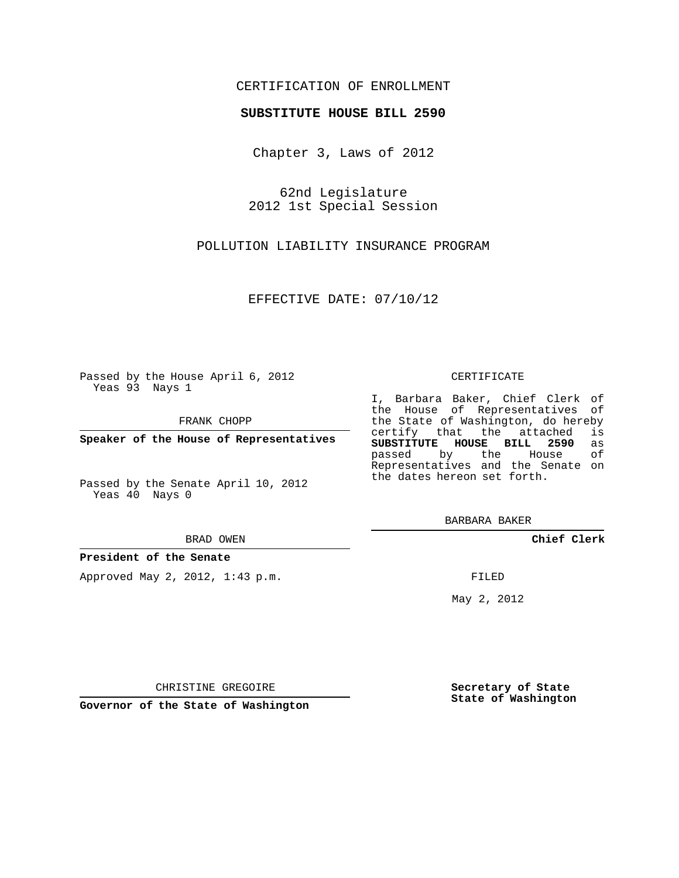CERTIFICATION OF ENROLLMENT

**SUBSTITUTE HOUSE BILL 2590**

Chapter 3, Laws of 2012

62nd Legislature
2012 1st Special Session

POLLUTION LIABILITY INSURANCE PROGRAM

EFFECTIVE DATE: 07/10/12

Passed by the House April 6, 2012
Yeas 93 Nays 1

FRANK CHOPP

**Speaker of the House of Representatives**

Passed by the Senate April 10, 2012
Yeas 40 Nays 0

BRAD OWEN

**President of the Senate**

Approved May 2, 2012, 1:43 p.m.

CHRISTINE GREGOIRE

**Governor of the State of Washington**

CERTIFICATE

I, Barbara Baker, Chief Clerk of the House of Representatives of the State of Washington, do hereby certify that the attached is **SUBSTITUTE HOUSE BILL 2590** as passed by the House of Representatives and the Senate on the dates hereon set forth.

BARBARA BAKER

**Chief Clerk**

FILED

May 2, 2012

**Secretary of State**
**State of Washington**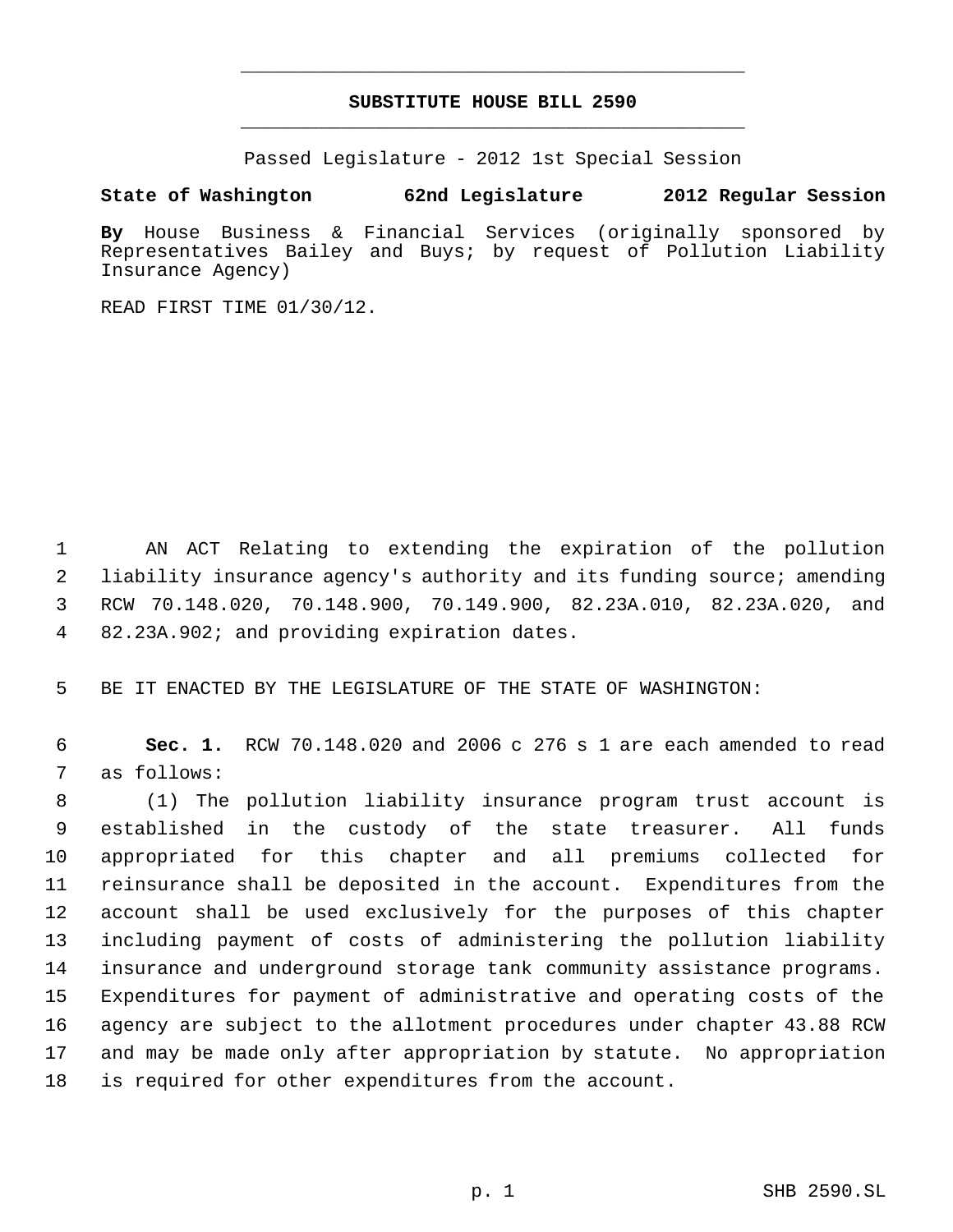# SUBSTITUTE HOUSE BILL 2590

Passed Legislature - 2012 1st Special Session

**State of Washington 62nd Legislature 2012 Regular Session**

**By** House Business & Financial Services (originally sponsored by Representatives Bailey and Buys; by request of Pollution Liability Insurance Agency)

READ FIRST TIME 01/30/12.

AN ACT Relating to extending the expiration of the pollution liability insurance agency's authority and its funding source; amending RCW 70.148.020, 70.148.900, 70.149.900, 82.23A.010, 82.23A.020, and 82.23A.902; and providing expiration dates.

BE IT ENACTED BY THE LEGISLATURE OF THE STATE OF WASHINGTON:

**Sec. 1.** RCW 70.148.020 and 2006 c 276 s 1 are each amended to read as follows:

(1) The pollution liability insurance program trust account is established in the custody of the state treasurer. All funds appropriated for this chapter and all premiums collected for reinsurance shall be deposited in the account. Expenditures from the account shall be used exclusively for the purposes of this chapter including payment of costs of administering the pollution liability insurance and underground storage tank community assistance programs. Expenditures for payment of administrative and operating costs of the agency are subject to the allotment procedures under chapter 43.88 RCW and may be made only after appropriation by statute. No appropriation is required for other expenditures from the account.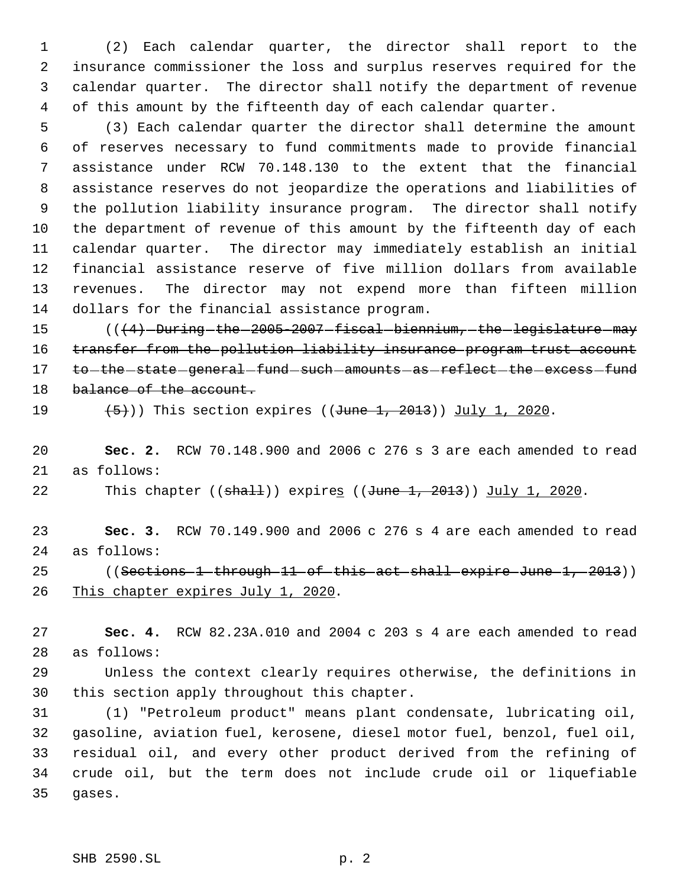(2) Each calendar quarter, the director shall report to the insurance commissioner the loss and surplus reserves required for the calendar quarter. The director shall notify the department of revenue of this amount by the fifteenth day of each calendar quarter.

(3) Each calendar quarter the director shall determine the amount of reserves necessary to fund commitments made to provide financial assistance under RCW 70.148.130 to the extent that the financial assistance reserves do not jeopardize the operations and liabilities of the pollution liability insurance program. The director shall notify the department of revenue of this amount by the fifteenth day of each calendar quarter. The director may immediately establish an initial financial assistance reserve of five million dollars from available revenues. The director may not expend more than fifteen million dollars for the financial assistance program.

((~~(4) During the 2005-2007 fiscal biennium, the legislature may transfer from the pollution liability insurance program trust account to the state general fund such amounts as reflect the excess fund balance of the account.~~

~~(5)~~)) This section expires ((~~June 1, 2013~~)) <u>July 1, 2020</u>.

**Sec. 2.** RCW 70.148.900 and 2006 c 276 s 3 are each amended to read as follows:

This chapter ((~~shall~~)) expire<u>s</u> ((~~June 1, 2013~~)) <u>July 1, 2020</u>.

**Sec. 3.** RCW 70.149.900 and 2006 c 276 s 4 are each amended to read as follows:

((~~Sections 1 through 11 of this act shall expire June 1, 2013~~)) <u>This chapter expires July 1, 2020</u>.

**Sec. 4.** RCW 82.23A.010 and 2004 c 203 s 4 are each amended to read as follows:

Unless the context clearly requires otherwise, the definitions in this section apply throughout this chapter.

(1) "Petroleum product" means plant condensate, lubricating oil, gasoline, aviation fuel, kerosene, diesel motor fuel, benzol, fuel oil, residual oil, and every other product derived from the refining of crude oil, but the term does not include crude oil or liquefiable gases.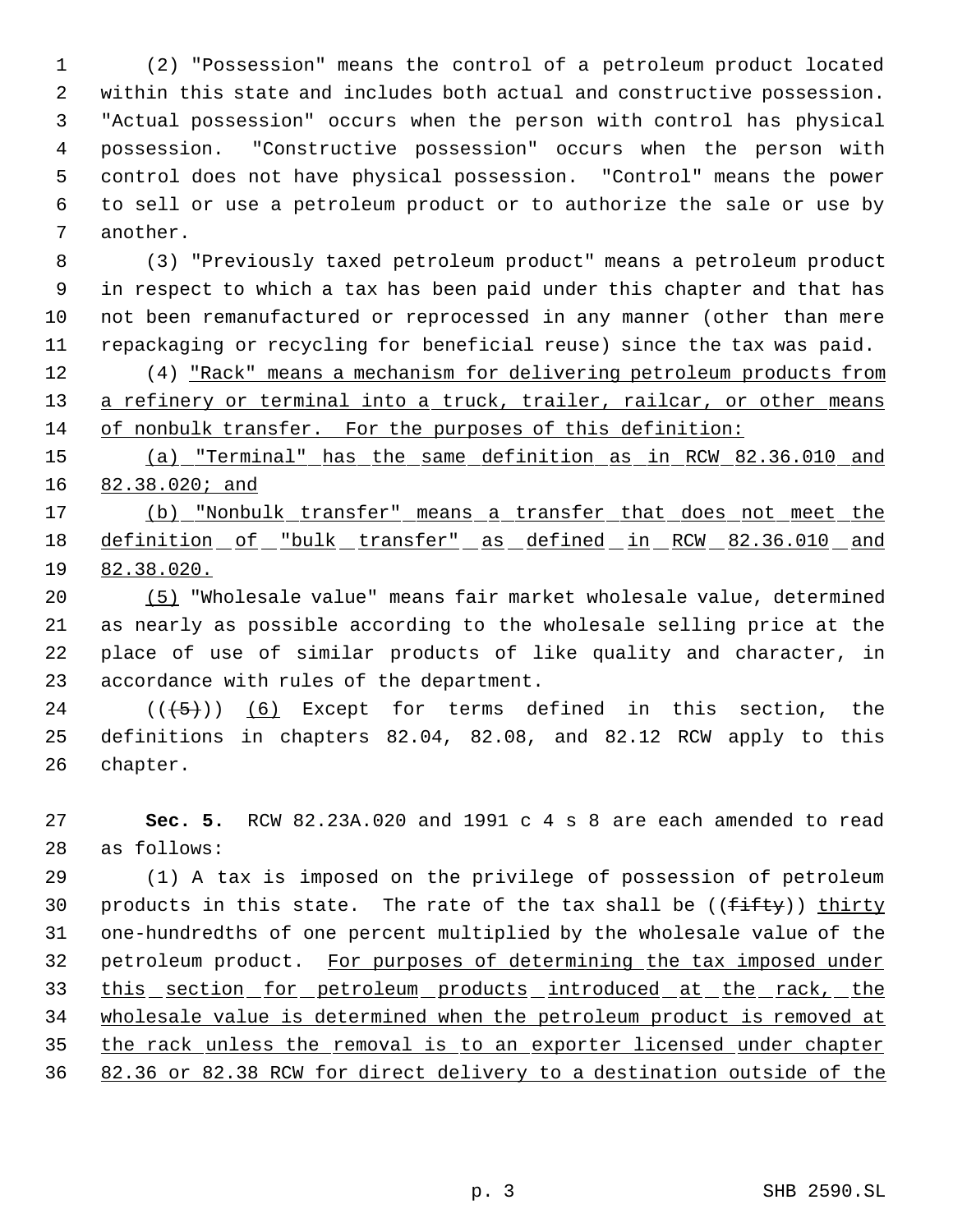(2) "Possession" means the control of a petroleum product located within this state and includes both actual and constructive possession. "Actual possession" occurs when the person with control has physical possession. "Constructive possession" occurs when the person with control does not have physical possession. "Control" means the power to sell or use a petroleum product or to authorize the sale or use by another.

(3) "Previously taxed petroleum product" means a petroleum product in respect to which a tax has been paid under this chapter and that has not been remanufactured or reprocessed in any manner (other than mere repackaging or recycling for beneficial reuse) since the tax was paid.

(4) "Rack" means a mechanism for delivering petroleum products from a refinery or terminal into a truck, trailer, railcar, or other means of nonbulk transfer. For the purposes of this definition:

(a) "Terminal" has the same definition as in RCW 82.36.010 and 82.38.020; and

(b) "Nonbulk transfer" means a transfer that does not meet the definition of "bulk transfer" as defined in RCW 82.36.010 and 82.38.020.

(5) "Wholesale value" means fair market wholesale value, determined as nearly as possible according to the wholesale selling price at the place of use of similar products of like quality and character, in accordance with rules of the department.

((~~(5)~~)) (6) Except for terms defined in this section, the definitions in chapters 82.04, 82.08, and 82.12 RCW apply to this chapter.

**Sec. 5.** RCW 82.23A.020 and 1991 c 4 s 8 are each amended to read as follows:

(1) A tax is imposed on the privilege of possession of petroleum products in this state. The rate of the tax shall be ((~~fifty~~)) thirty one-hundredths of one percent multiplied by the wholesale value of the petroleum product. For purposes of determining the tax imposed under this section for petroleum products introduced at the rack, the wholesale value is determined when the petroleum product is removed at the rack unless the removal is to an exporter licensed under chapter 82.36 or 82.38 RCW for direct delivery to a destination outside of the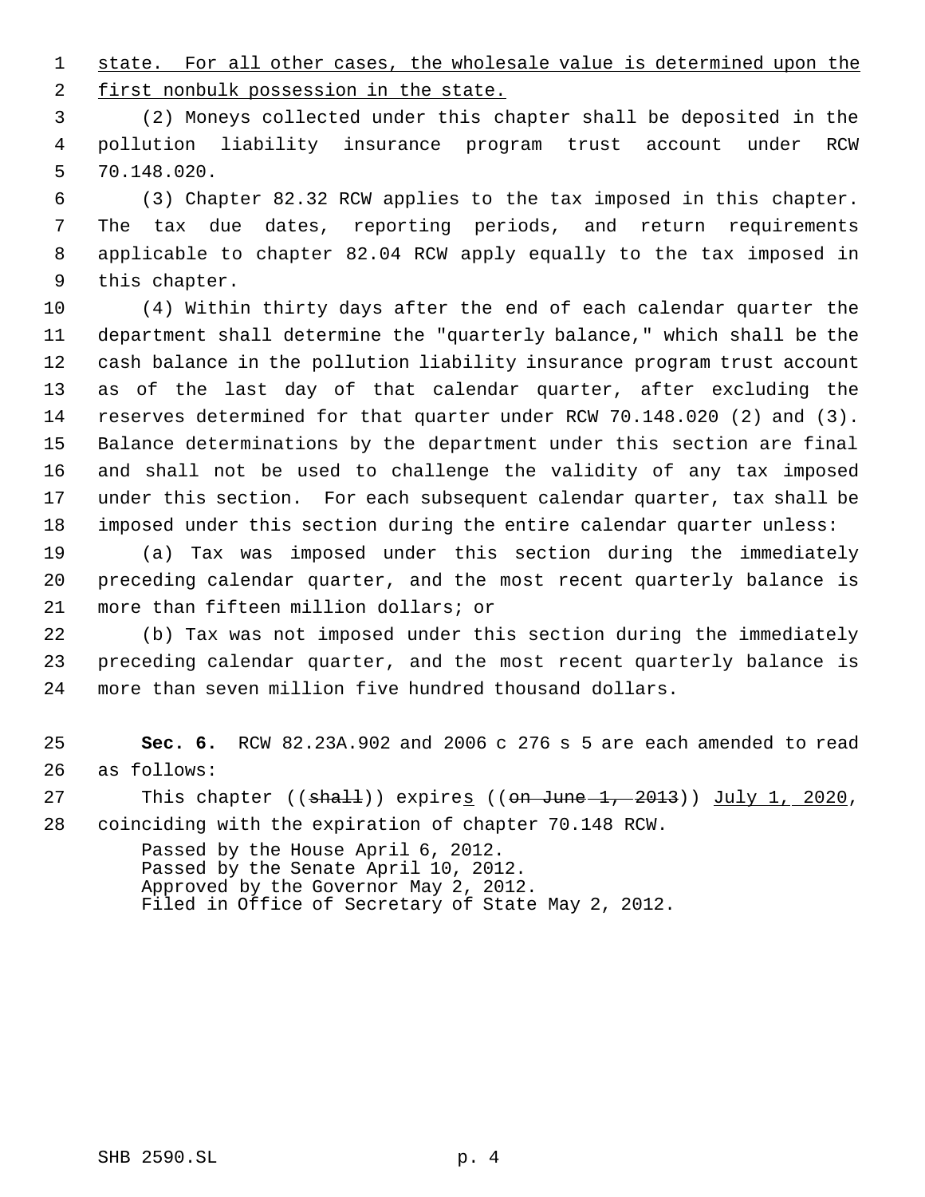state. For all other cases, the wholesale value is determined upon the first nonbulk possession in the state.

(2) Moneys collected under this chapter shall be deposited in the pollution liability insurance program trust account under RCW 70.148.020.

(3) Chapter 82.32 RCW applies to the tax imposed in this chapter. The tax due dates, reporting periods, and return requirements applicable to chapter 82.04 RCW apply equally to the tax imposed in this chapter.

(4) Within thirty days after the end of each calendar quarter the department shall determine the "quarterly balance," which shall be the cash balance in the pollution liability insurance program trust account as of the last day of that calendar quarter, after excluding the reserves determined for that quarter under RCW 70.148.020 (2) and (3). Balance determinations by the department under this section are final and shall not be used to challenge the validity of any tax imposed under this section. For each subsequent calendar quarter, tax shall be imposed under this section during the entire calendar quarter unless:

(a) Tax was imposed under this section during the immediately preceding calendar quarter, and the most recent quarterly balance is more than fifteen million dollars; or

(b) Tax was not imposed under this section during the immediately preceding calendar quarter, and the most recent quarterly balance is more than seven million five hundred thousand dollars.

**Sec. 6.** RCW 82.23A.902 and 2006 c 276 s 5 are each amended to read as follows:

This chapter ((~~shall~~)) expires ((~~on June 1, 2013~~)) July 1, 2020, coinciding with the expiration of chapter 70.148 RCW.

Passed by the House April 6, 2012.
Passed by the Senate April 10, 2012.
Approved by the Governor May 2, 2012.
Filed in Office of Secretary of State May 2, 2012.